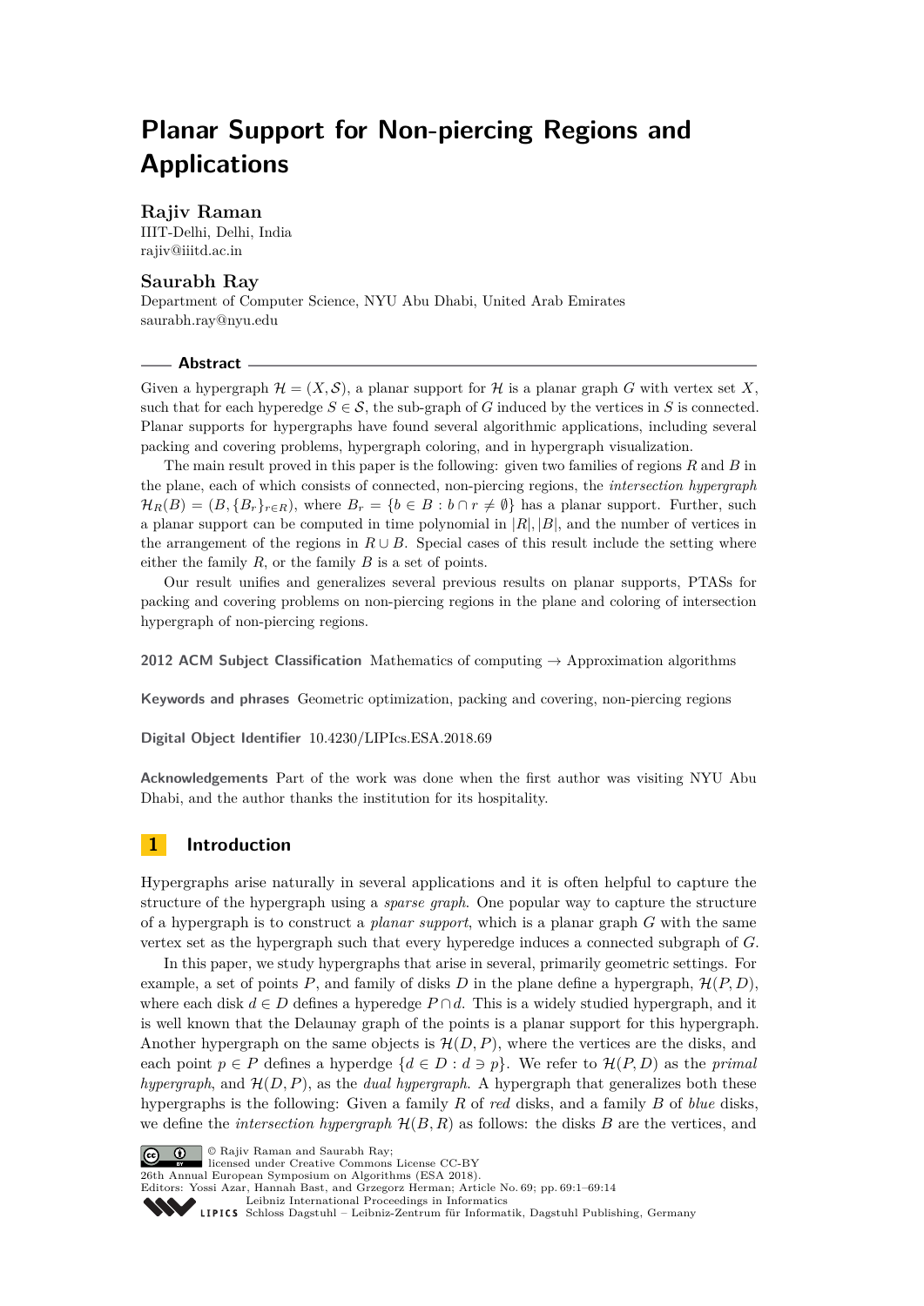# Planar Support for Non-piercing Regions and Applications

**Rajiv Raman**
IIIT-Delhi, Delhi, India
rajiv@iiitd.ac.in

**Saurabh Ray**
Department of Computer Science, NYU Abu Dhabi, United Arab Emirates
saurabh.ray@nyu.edu

## Abstract

Given a hypergraph $\mathcal{H} = (X, \mathcal{S})$, a planar support for $\mathcal{H}$ is a planar graph $G$ with vertex set $X$, such that for each hyperedge $S \in \mathcal{S}$, the sub-graph of $G$ induced by the vertices in $S$ is connected. Planar supports for hypergraphs have found several algorithmic applications, including several packing and covering problems, hypergraph coloring, and in hypergraph visualization.

The main result proved in this paper is the following: given two families of regions $R$ and $B$ in the plane, each of which consists of connected, non-piercing regions, the *intersection hypergraph* $\mathcal{H}_R(B) = (B, \{B_r\}_{r \in R})$, where $B_r = \{b \in B : b \cap r \neq \emptyset\}$ has a planar support. Further, such a planar support can be computed in time polynomial in $|R|, |B|$, and the number of vertices in the arrangement of the regions in $R \cup B$. Special cases of this result include the setting where either the family $R$, or the family $B$ is a set of points.

Our result unifies and generalizes several previous results on planar supports, PTASs for packing and covering problems on non-piercing regions in the plane and coloring of intersection hypergraph of non-piercing regions.

**2012 ACM Subject Classification** Mathematics of computing → Approximation algorithms

**Keywords and phrases** Geometric optimization, packing and covering, non-piercing regions

**Digital Object Identifier** 10.4230/LIPIcs.ESA.2018.69

**Acknowledgements** Part of the work was done when the first author was visiting NYU Abu Dhabi, and the author thanks the institution for its hospitality.

## 1 Introduction

Hypergraphs arise naturally in several applications and it is often helpful to capture the structure of the hypergraph using a *sparse graph*. One popular way to capture the structure of a hypergraph is to construct a *planar support*, which is a planar graph $G$ with the same vertex set as the hypergraph such that every hyperedge induces a connected subgraph of $G$.

In this paper, we study hypergraphs that arise in several, primarily geometric settings. For example, a set of points $P$, and family of disks $D$ in the plane define a hypergraph, $\mathcal{H}(P, D)$, where each disk $d \in D$ defines a hyperedge $P \cap d$. This is a widely studied hypergraph, and it is well known that the Delaunay graph of the points is a planar support for this hypergraph. Another hypergraph on the same objects is $\mathcal{H}(D, P)$, where the vertices are the disks, and each point $p \in P$ defines a hyperdge $\{d \in D : d \ni p\}$. We refer to $\mathcal{H}(P, D)$ as the *primal hypergraph*, and $\mathcal{H}(D, P)$, as the *dual hypergraph*. A hypergraph that generalizes both these hypergraphs is the following: Given a family $R$ of *red* disks, and a family $B$ of *blue* disks, we define the *intersection hypergraph* $\mathcal{H}(B, R)$ as follows: the disks $B$ are the vertices, and

© Rajiv Raman and Saurabh Ray;
licensed under Creative Commons License CC-BY
26th Annual European Symposium on Algorithms (ESA 2018).
Editors: Yossi Azar, Hannah Bast, and Grzegorz Herman; Article No. 69; pp. 69:1–69:14
Leibniz International Proceedings in Informatics
LIPICS Schloss Dagstuhl – Leibniz-Zentrum für Informatik, Dagstuhl Publishing, Germany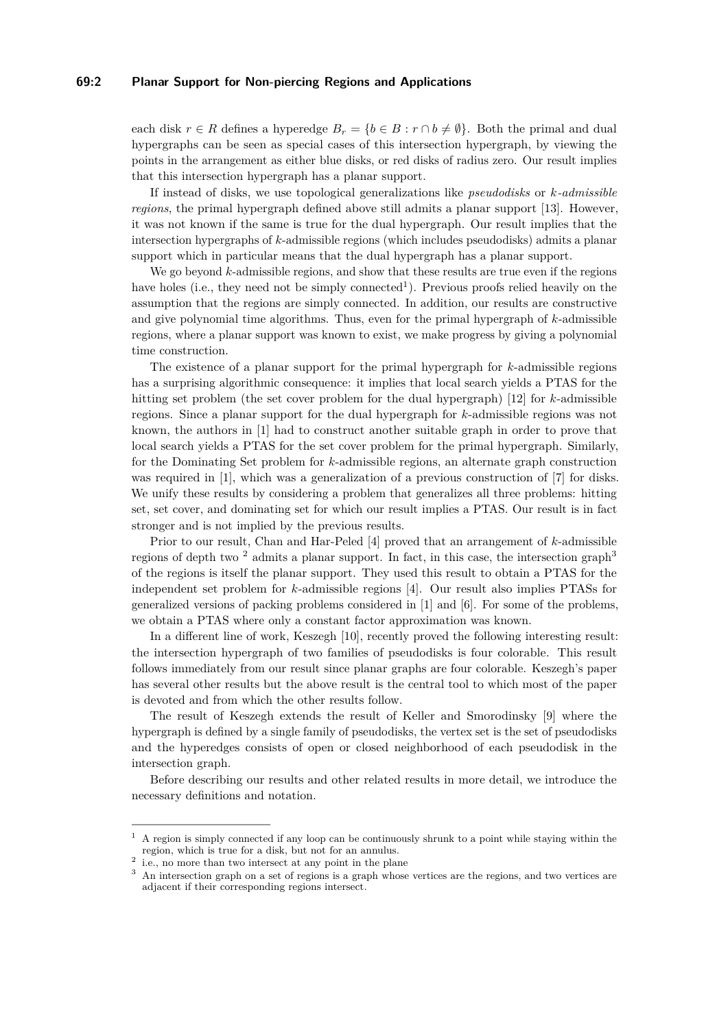each disk $r \in R$ defines a hyperedge $B_r = \{b \in B : r \cap b \neq \emptyset\}$. Both the primal and dual hypergraphs can be seen as special cases of this intersection hypergraph, by viewing the points in the arrangement as either blue disks, or red disks of radius zero. Our result implies that this intersection hypergraph has a planar support.

If instead of disks, we use topological generalizations like *pseudodisks* or *k-admissible regions*, the primal hypergraph defined above still admits a planar support [13]. However, it was not known if the same is true for the dual hypergraph. Our result implies that the intersection hypergraphs of $k$-admissible regions (which includes pseudodisks) admits a planar support which in particular means that the dual hypergraph has a planar support.

We go beyond $k$-admissible regions, and show that these results are true even if the regions have holes (i.e., they need not be simply connected[1]). Previous proofs relied heavily on the assumption that the regions are simply connected. In addition, our results are constructive and give polynomial time algorithms. Thus, even for the primal hypergraph of $k$-admissible regions, where a planar support was known to exist, we make progress by giving a polynomial time construction.

The existence of a planar support for the primal hypergraph for $k$-admissible regions has a surprising algorithmic consequence: it implies that local search yields a PTAS for the hitting set problem (the set cover problem for the dual hypergraph) [12] for $k$-admissible regions. Since a planar support for the dual hypergraph for $k$-admissible regions was not known, the authors in [1] had to construct another suitable graph in order to prove that local search yields a PTAS for the set cover problem for the primal hypergraph. Similarly, for the Dominating Set problem for $k$-admissible regions, an alternate graph construction was required in [1], which was a generalization of a previous construction of [7] for disks. We unify these results by considering a problem that generalizes all three problems: hitting set, set cover, and dominating set for which our result implies a PTAS. Our result is in fact stronger and is not implied by the previous results.

Prior to our result, Chan and Har-Peled [4] proved that an arrangement of $k$-admissible regions of depth two [2] admits a planar support. In fact, in this case, the intersection graph[3] of the regions is itself the planar support. They used this result to obtain a PTAS for the independent set problem for $k$-admissible regions [4]. Our result also implies PTASs for generalized versions of packing problems considered in [1] and [6]. For some of the problems, we obtain a PTAS where only a constant factor approximation was known.

In a different line of work, Keszegh [10], recently proved the following interesting result: the intersection hypergraph of two families of pseudodisks is four colorable. This result follows immediately from our result since planar graphs are four colorable. Keszegh's paper has several other results but the above result is the central tool to which most of the paper is devoted and from which the other results follow.

The result of Keszegh extends the result of Keller and Smorodinsky [9] where the hypergraph is defined by a single family of pseudodisks, the vertex set is the set of pseudodisks and the hyperedges consists of open or closed neighborhood of each pseudodisk in the intersection graph.

Before describing our results and other related results in more detail, we introduce the necessary definitions and notation.

[1] A region is simply connected if any loop can be continuously shrunk to a point while staying within the region, which is true for a disk, but not for an annulus.

[2] i.e., no more than two intersect at any point in the plane

[3] An intersection graph on a set of regions is a graph whose vertices are the regions, and two vertices are adjacent if their corresponding regions intersect.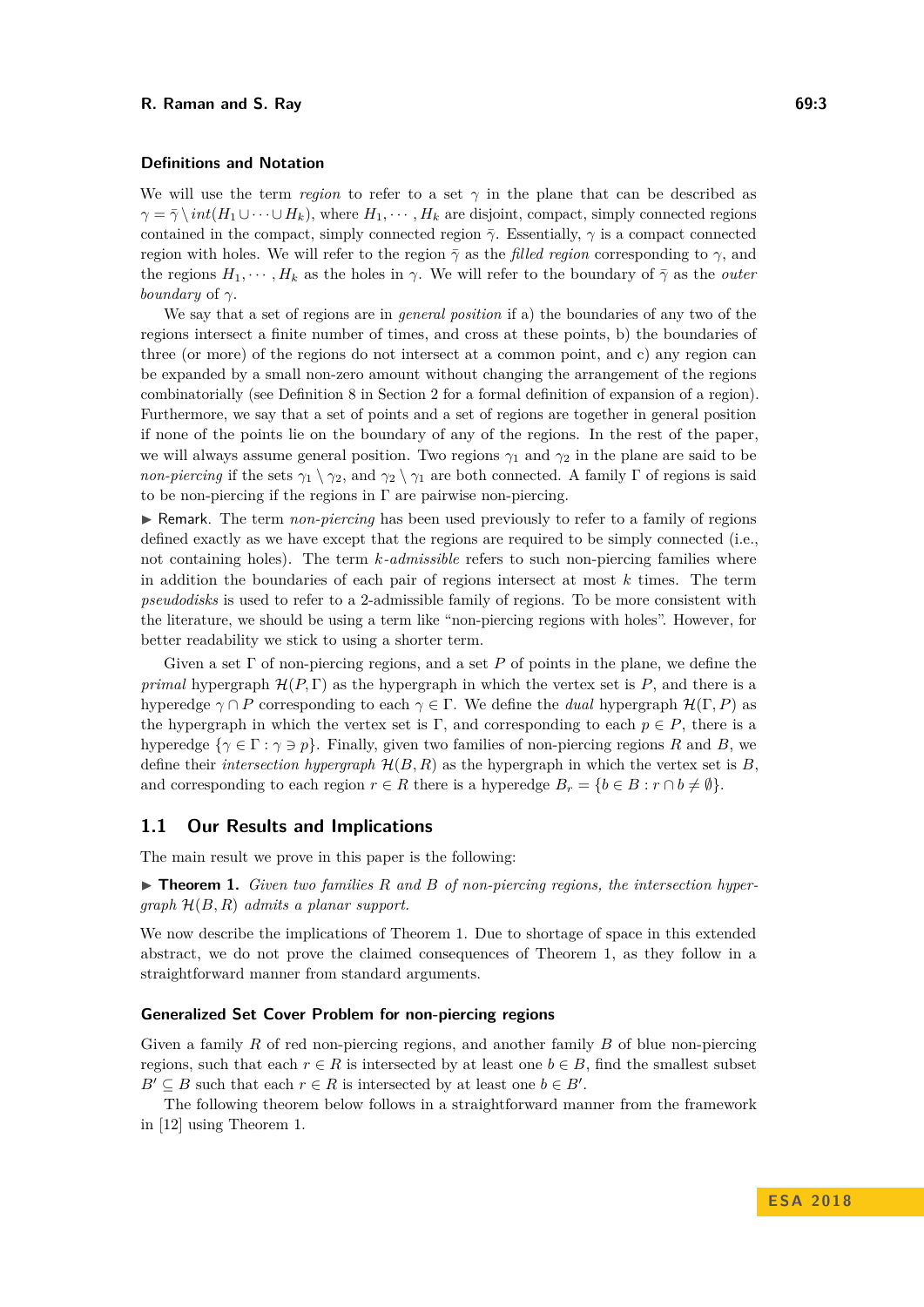### Definitions and Notation

We will use the term *region* to refer to a set $\gamma$ in the plane that can be described as $\gamma = \bar{\gamma} \setminus int(H_1 \cup \cdots \cup H_k)$, where $H_1, \cdots, H_k$ are disjoint, compact, simply connected regions contained in the compact, simply connected region $\bar{\gamma}$. Essentially, $\gamma$ is a compact connected region with holes. We will refer to the region $\bar{\gamma}$ as the *filled region* corresponding to $\gamma$, and the regions $H_1, \cdots, H_k$ as the holes in $\gamma$. We will refer to the boundary of $\bar{\gamma}$ as the *outer boundary* of $\gamma$.

We say that a set of regions are in *general position* if a) the boundaries of any two of the regions intersect a finite number of times, and cross at these points, b) the boundaries of three (or more) of the regions do not intersect at a common point, and c) any region can be expanded by a small non-zero amount without changing the arrangement of the regions combinatorially (see Definition 8 in Section 2 for a formal definition of expansion of a region). Furthermore, we say that a set of points and a set of regions are together in general position if none of the points lie on the boundary of any of the regions. In the rest of the paper, we will always assume general position. Two regions $\gamma_1$ and $\gamma_2$ in the plane are said to be *non-piercing* if the sets $\gamma_1 \setminus \gamma_2$, and $\gamma_2 \setminus \gamma_1$ are both connected. A family $\Gamma$ of regions is said to be non-piercing if the regions in $\Gamma$ are pairwise non-piercing.

▶ Remark. The term *non-piercing* has been used previously to refer to a family of regions defined exactly as we have except that the regions are required to be simply connected (i.e., not containing holes). The term *k-admissible* refers to such non-piercing families where in addition the boundaries of each pair of regions intersect at most $k$ times. The term *pseudodisks* is used to refer to a 2-admissible family of regions. To be more consistent with the literature, we should be using a term like "non-piercing regions with holes". However, for better readability we stick to using a shorter term.

Given a set $\Gamma$ of non-piercing regions, and a set $P$ of points in the plane, we define the *primal* hypergraph $\mathcal{H}(P, \Gamma)$ as the hypergraph in which the vertex set is $P$, and there is a hyperedge $\gamma \cap P$ corresponding to each $\gamma \in \Gamma$. We define the *dual* hypergraph $\mathcal{H}(\Gamma, P)$ as the hypergraph in which the vertex set is $\Gamma$, and corresponding to each $p \in P$, there is a hyperedge $\{\gamma \in \Gamma : \gamma \ni p\}$. Finally, given two families of non-piercing regions $R$ and $B$, we define their *intersection hypergraph* $\mathcal{H}(B, R)$ as the hypergraph in which the vertex set is $B$, and corresponding to each region $r \in R$ there is a hyperedge $B_r = \{b \in B : r \cap b \neq \emptyset\}$.

## 1.1 Our Results and Implications

The main result we prove in this paper is the following:

▶ **Theorem 1.** *Given two families $R$ and $B$ of non-piercing regions, the intersection hypergraph $\mathcal{H}(B, R)$ admits a planar support.*

We now describe the implications of Theorem 1. Due to shortage of space in this extended abstract, we do not prove the claimed consequences of Theorem 1, as they follow in a straightforward manner from standard arguments.

### Generalized Set Cover Problem for non-piercing regions

Given a family $R$ of red non-piercing regions, and another family $B$ of blue non-piercing regions, such that each $r \in R$ is intersected by at least one $b \in B$, find the smallest subset $B' \subseteq B$ such that each $r \in R$ is intersected by at least one $b \in B'$.

The following theorem below follows in a straightforward manner from the framework in [12] using Theorem 1.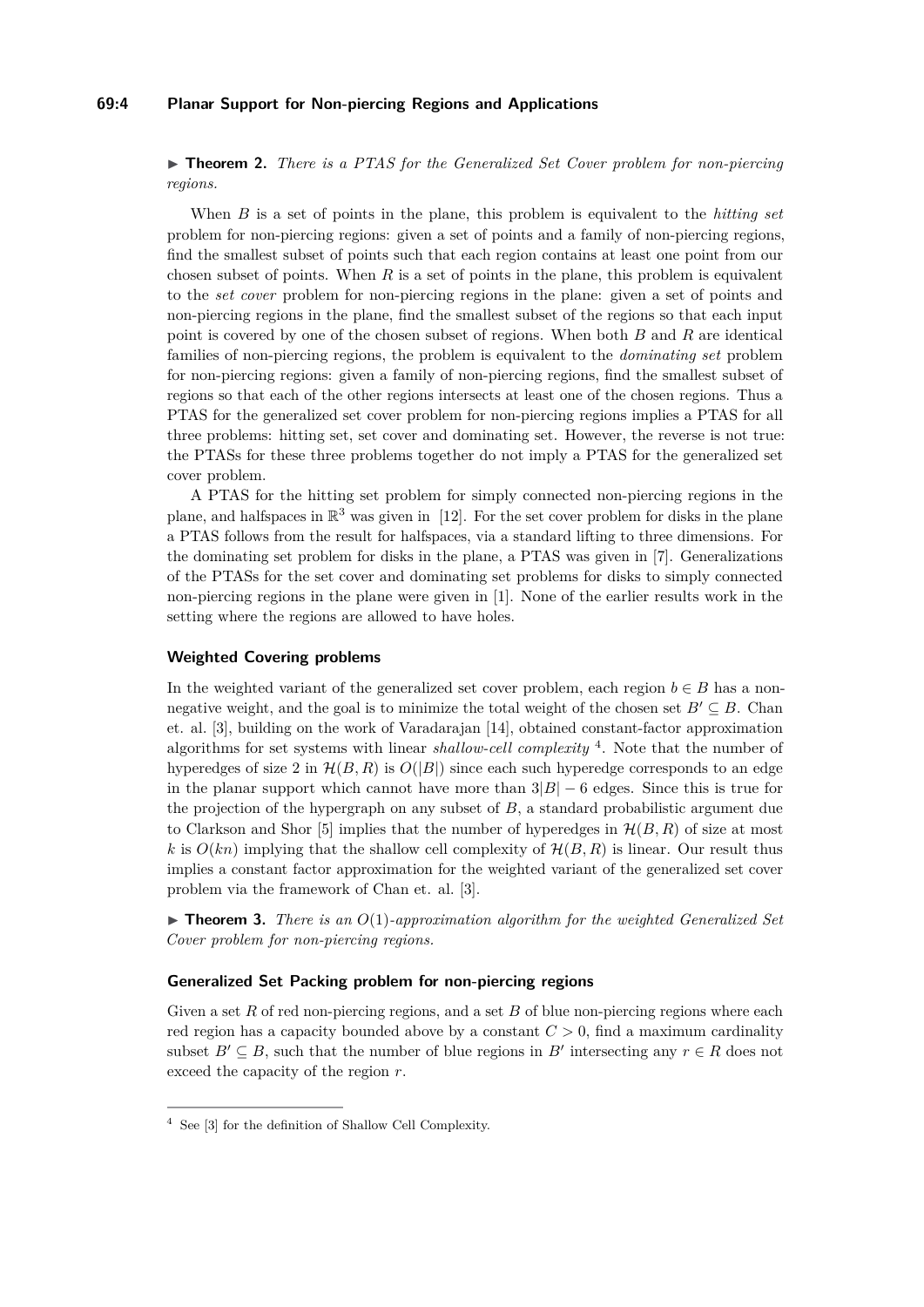▶ **Theorem 2.** *There is a PTAS for the Generalized Set Cover problem for non-piercing regions.*

When $B$ is a set of points in the plane, this problem is equivalent to the *hitting set* problem for non-piercing regions: given a set of points and a family of non-piercing regions, find the smallest subset of points such that each region contains at least one point from our chosen subset of points. When $R$ is a set of points in the plane, this problem is equivalent to the *set cover* problem for non-piercing regions in the plane: given a set of points and non-piercing regions in the plane, find the smallest subset of the regions so that each input point is covered by one of the chosen subset of regions. When both $B$ and $R$ are identical families of non-piercing regions, the problem is equivalent to the *dominating set* problem for non-piercing regions: given a family of non-piercing regions, find the smallest subset of regions so that each of the other regions intersects at least one of the chosen regions. Thus a PTAS for the generalized set cover problem for non-piercing regions implies a PTAS for all three problems: hitting set, set cover and dominating set. However, the reverse is not true: the PTASs for these three problems together do not imply a PTAS for the generalized set cover problem.

A PTAS for the hitting set problem for simply connected non-piercing regions in the plane, and halfspaces in $\mathbb{R}^3$ was given in [12]. For the set cover problem for disks in the plane a PTAS follows from the result for halfspaces, via a standard lifting to three dimensions. For the dominating set problem for disks in the plane, a PTAS was given in [7]. Generalizations of the PTASs for the set cover and dominating set problems for disks to simply connected non-piercing regions in the plane were given in [1]. None of the earlier results work in the setting where the regions are allowed to have holes.

### Weighted Covering problems

In the weighted variant of the generalized set cover problem, each region $b \in B$ has a non-negative weight, and the goal is to minimize the total weight of the chosen set $B' \subseteq B$. Chan et. al. [3], building on the work of Varadarajan [14], obtained constant-factor approximation algorithms for set systems with linear *shallow-cell complexity* [4]. Note that the number of hyperedges of size 2 in $\mathcal{H}(B, R)$ is $O(|B|)$ since each such hyperedge corresponds to an edge in the planar support which cannot have more than $3|B| - 6$ edges. Since this is true for the projection of the hypergraph on any subset of $B$, a standard probabilistic argument due to Clarkson and Shor [5] implies that the number of hyperedges in $\mathcal{H}(B, R)$ of size at most $k$ is $O(kn)$ implying that the shallow cell complexity of $\mathcal{H}(B, R)$ is linear. Our result thus implies a constant factor approximation for the weighted variant of the generalized set cover problem via the framework of Chan et. al. [3].

▶ **Theorem 3.** *There is an $O(1)$-approximation algorithm for the weighted Generalized Set Cover problem for non-piercing regions.*

### Generalized Set Packing problem for non-piercing regions

Given a set $R$ of red non-piercing regions, and a set $B$ of blue non-piercing regions where each red region has a capacity bounded above by a constant $C > 0$, find a maximum cardinality subset $B' \subseteq B$, such that the number of blue regions in $B'$ intersecting any $r \in R$ does not exceed the capacity of the region $r$.

[4] See [3] for the definition of Shallow Cell Complexity.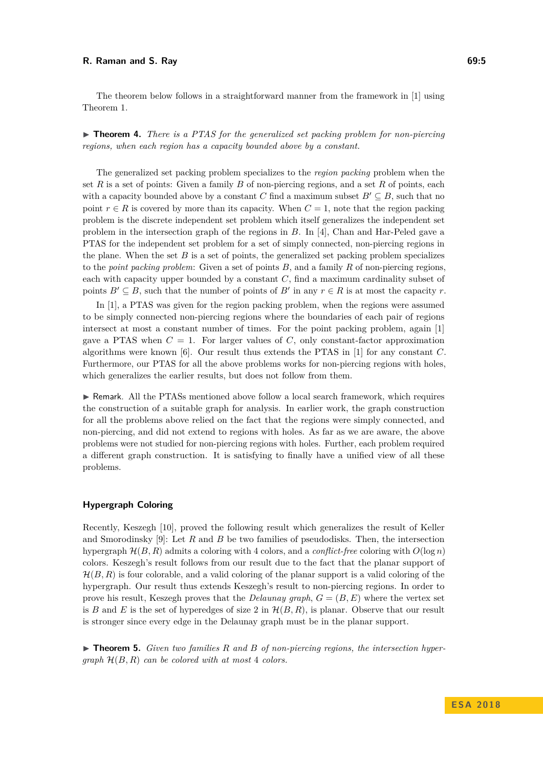The theorem below follows in a straightforward manner from the framework in [1] using Theorem 1.

▶ **Theorem 4.** *There is a PTAS for the generalized set packing problem for non-piercing regions, when each region has a capacity bounded above by a constant.*

The generalized set packing problem specializes to the *region packing* problem when the set $R$ is a set of points: Given a family $B$ of non-piercing regions, and a set $R$ of points, each with a capacity bounded above by a constant $C$ find a maximum subset $B' \subseteq B$, such that no point $r \in R$ is covered by more than its capacity. When $C = 1$, note that the region packing problem is the discrete independent set problem which itself generalizes the independent set problem in the intersection graph of the regions in $B$. In [4], Chan and Har-Peled gave a PTAS for the independent set problem for a set of simply connected, non-piercing regions in the plane. When the set $B$ is a set of points, the generalized set packing problem specializes to the *point packing problem*: Given a set of points $B$, and a family $R$ of non-piercing regions, each with capacity upper bounded by a constant $C$, find a maximum cardinality subset of points $B' \subseteq B$, such that the number of points of $B'$ in any $r \in R$ is at most the capacity $r$.

In [1], a PTAS was given for the region packing problem, when the regions were assumed to be simply connected non-piercing regions where the boundaries of each pair of regions intersect at most a constant number of times. For the point packing problem, again [1] gave a PTAS when $C = 1$. For larger values of $C$, only constant-factor approximation algorithms were known [6]. Our result thus extends the PTAS in [1] for any constant $C$. Furthermore, our PTAS for all the above problems works for non-piercing regions with holes, which generalizes the earlier results, but does not follow from them.

▶ Remark. All the PTASs mentioned above follow a local search framework, which requires the construction of a suitable graph for analysis. In earlier work, the graph construction for all the problems above relied on the fact that the regions were simply connected, and non-piercing, and did not extend to regions with holes. As far as we are aware, the above problems were not studied for non-piercing regions with holes. Further, each problem required a different graph construction. It is satisfying to finally have a unified view of all these problems.

### Hypergraph Coloring

Recently, Keszegh [10], proved the following result which generalizes the result of Keller and Smorodinsky [9]: Let $R$ and $B$ be two families of pseudodisks. Then, the intersection hypergraph $\mathcal{H}(B, R)$ admits a coloring with 4 colors, and a *conflict-free* coloring with $O(\log n)$ colors. Keszegh's result follows from our result due to the fact that the planar support of $\mathcal{H}(B, R)$ is four colorable, and a valid coloring of the planar support is a valid coloring of the hypergraph. Our result thus extends Keszegh's result to non-piercing regions. In order to prove his result, Keszegh proves that the *Delaunay graph*, $G = (B, E)$ where the vertex set is $B$ and $E$ is the set of hyperedges of size 2 in $\mathcal{H}(B, R)$, is planar. Observe that our result is stronger since every edge in the Delaunay graph must be in the planar support.

▶ **Theorem 5.** *Given two families $R$ and $B$ of non-piercing regions, the intersection hypergraph $\mathcal{H}(B, R)$ can be colored with at most 4 colors.*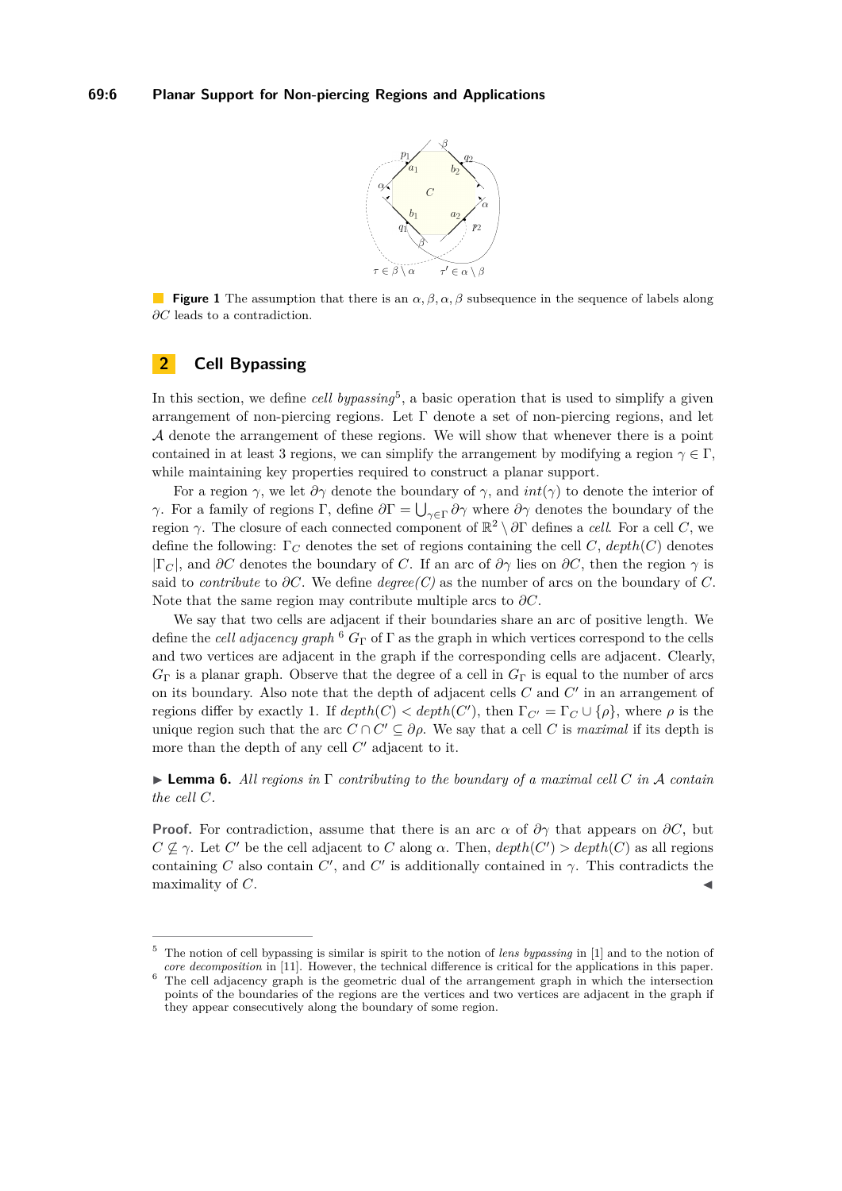**Figure 1** The assumption that there is an $\alpha, \beta, \alpha, \beta$ subsequence in the sequence of labels along $\partial C$ leads to a contradiction.

## 2 Cell Bypassing

In this section, we define *cell bypassing*[5], a basic operation that is used to simplify a given arrangement of non-piercing regions. Let $\Gamma$ denote a set of non-piercing regions, and let $\mathcal{A}$ denote the arrangement of these regions. We will show that whenever there is a point contained in at least 3 regions, we can simplify the arrangement by modifying a region $\gamma \in \Gamma$, while maintaining key properties required to construct a planar support.

For a region $\gamma$, we let $\partial\gamma$ denote the boundary of $\gamma$, and $int(\gamma)$ to denote the interior of $\gamma$. For a family of regions $\Gamma$, define $\partial\Gamma = \bigcup_{\gamma \in \Gamma} \partial\gamma$ where $\partial\gamma$ denotes the boundary of the region $\gamma$. The closure of each connected component of $\mathbb{R}^2 \setminus \partial\Gamma$ defines a *cell*. For a cell $C$, we define the following: $\Gamma_C$ denotes the set of regions containing the cell $C$, $depth(C)$ denotes $|\Gamma_C|$, and $\partial C$ denotes the boundary of $C$. If an arc of $\partial\gamma$ lies on $\partial C$, then the region $\gamma$ is said to *contribute* to $\partial C$. We define *degree(C)* as the number of arcs on the boundary of $C$. Note that the same region may contribute multiple arcs to $\partial C$.

We say that two cells are adjacent if their boundaries share an arc of positive length. We define the *cell adjacency graph* [6] $G_\Gamma$ of $\Gamma$ as the graph in which vertices correspond to the cells and two vertices are adjacent in the graph if the corresponding cells are adjacent. Clearly, $G_\Gamma$ is a planar graph. Observe that the degree of a cell in $G_\Gamma$ is equal to the number of arcs on its boundary. Also note that the depth of adjacent cells $C$ and $C'$ in an arrangement of regions differ by exactly 1. If $depth(C) < depth(C')$, then $\Gamma_{C'} = \Gamma_C \cup \{\rho\}$, where $\rho$ is the unique region such that the arc $C \cap C' \subseteq \partial\rho$. We say that a cell $C$ is *maximal* if its depth is more than the depth of any cell $C'$ adjacent to it.

▶ **Lemma 6.** *All regions in $\Gamma$ contributing to the boundary of a maximal cell $C$ in $\mathcal{A}$ contain the cell $C$.*

**Proof.** For contradiction, assume that there is an arc $\alpha$ of $\partial\gamma$ that appears on $\partial C$, but $C \not\subseteq \gamma$. Let $C'$ be the cell adjacent to $C$ along $\alpha$. Then, $depth(C') > depth(C)$ as all regions containing $C$ also contain $C'$, and $C'$ is additionally contained in $\gamma$. This contradicts the maximality of $C$. ◀

---

[5] The notion of cell bypassing is similar is spirit to the notion of *lens bypassing* in [1] and to the notion of *core decomposition* in [11]. However, the technical difference is critical for the applications in this paper.

[6] The cell adjacency graph is the geometric dual of the arrangement graph in which the intersection points of the boundaries of the regions are the vertices and two vertices are adjacent in the graph if they appear consecutively along the boundary of some region.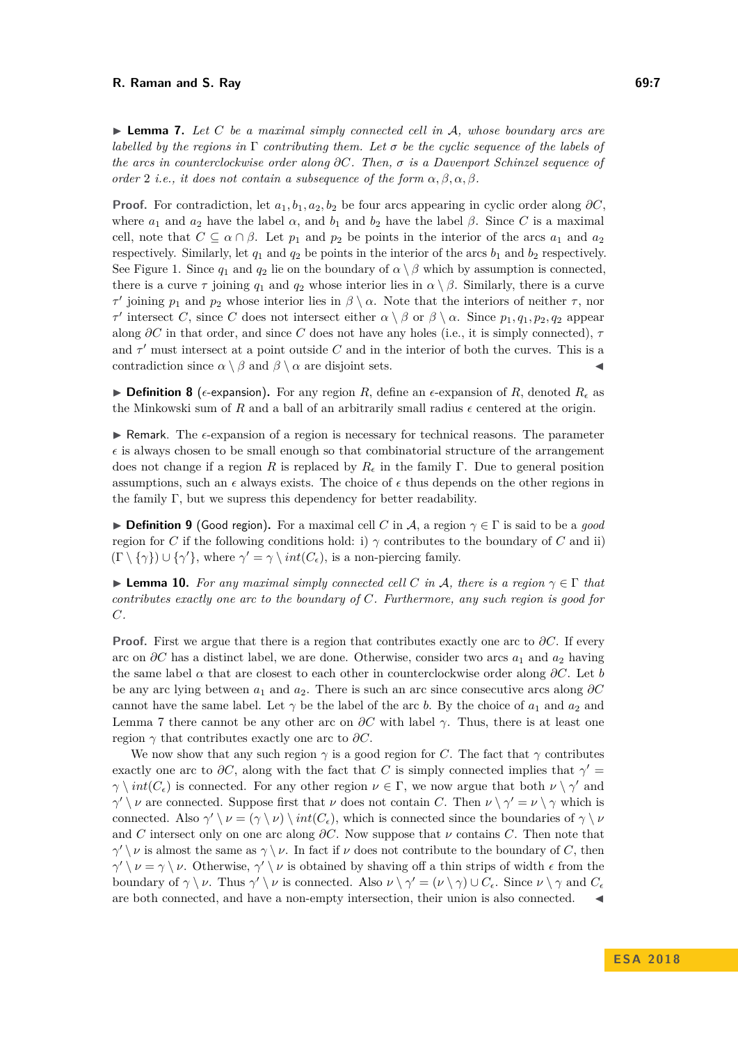▶ **Lemma 7.** *Let $C$ be a maximal simply connected cell in $\mathcal{A}$, whose boundary arcs are labelled by the regions in $\Gamma$ contributing them. Let $\sigma$ be the cyclic sequence of the labels of the arcs in counterclockwise order along $\partial C$. Then, $\sigma$ is a Davenport Schinzel sequence of order 2 i.e., it does not contain a subsequence of the form $\alpha, \beta, \alpha, \beta$.*

**Proof.** For contradiction, let $a_1, b_1, a_2, b_2$ be four arcs appearing in cyclic order along $\partial C$, where $a_1$ and $a_2$ have the label $\alpha$, and $b_1$ and $b_2$ have the label $\beta$. Since $C$ is a maximal cell, note that $C \subseteq \alpha \cap \beta$. Let $p_1$ and $p_2$ be points in the interior of the arcs $a_1$ and $a_2$ respectively. Similarly, let $q_1$ and $q_2$ be points in the interior of the arcs $b_1$ and $b_2$ respectively. See Figure 1. Since $q_1$ and $q_2$ lie on the boundary of $\alpha \setminus \beta$ which by assumption is connected, there is a curve $\tau$ joining $q_1$ and $q_2$ whose interior lies in $\alpha \setminus \beta$. Similarly, there is a curve $\tau'$ joining $p_1$ and $p_2$ whose interior lies in $\beta \setminus \alpha$. Note that the interiors of neither $\tau$, nor $\tau'$ intersect $C$, since $C$ does not intersect either $\alpha \setminus \beta$ or $\beta \setminus \alpha$. Since $p_1, q_1, p_2, q_2$ appear along $\partial C$ in that order, and since $C$ does not have any holes (i.e., it is simply connected), $\tau$ and $\tau'$ must intersect at a point outside $C$ and in the interior of both the curves. This is a contradiction since $\alpha \setminus \beta$ and $\beta \setminus \alpha$ are disjoint sets. ◀

▶ **Definition 8** ($\epsilon$-expansion)**.** For any region $R$, define an $\epsilon$-expansion of $R$, denoted $R_\epsilon$ as the Minkowski sum of $R$ and a ball of an arbitrarily small radius $\epsilon$ centered at the origin.

▶ Remark. The $\epsilon$-expansion of a region is necessary for technical reasons. The parameter $\epsilon$ is always chosen to be small enough so that combinatorial structure of the arrangement does not change if a region $R$ is replaced by $R_\epsilon$ in the family $\Gamma$. Due to general position assumptions, such an $\epsilon$ always exists. The choice of $\epsilon$ thus depends on the other regions in the family $\Gamma$, but we supress this dependency for better readability.

▶ **Definition 9** (Good region)**.** For a maximal cell $C$ in $\mathcal{A}$, a region $\gamma \in \Gamma$ is said to be a *good* region for $C$ if the following conditions hold: i) $\gamma$ contributes to the boundary of $C$ and ii) $(\Gamma \setminus \{\gamma\}) \cup \{\gamma'\}$, where $\gamma' = \gamma \setminus int(C_\epsilon)$, is a non-piercing family.

▶ **Lemma 10.** *For any maximal simply connected cell $C$ in $\mathcal{A}$, there is a region $\gamma \in \Gamma$ that contributes exactly one arc to the boundary of $C$. Furthermore, any such region is good for $C$.*

**Proof.** First we argue that there is a region that contributes exactly one arc to $\partial C$. If every arc on $\partial C$ has a distinct label, we are done. Otherwise, consider two arcs $a_1$ and $a_2$ having the same label $\alpha$ that are closest to each other in counterclockwise order along $\partial C$. Let $b$ be any arc lying between $a_1$ and $a_2$. There is such an arc since consecutive arcs along $\partial C$ cannot have the same label. Let $\gamma$ be the label of the arc $b$. By the choice of $a_1$ and $a_2$ and Lemma 7 there cannot be any other arc on $\partial C$ with label $\gamma$. Thus, there is at least one region $\gamma$ that contributes exactly one arc to $\partial C$.

We now show that any such region $\gamma$ is a good region for $C$. The fact that $\gamma$ contributes exactly one arc to $\partial C$, along with the fact that $C$ is simply connected implies that $\gamma' = \gamma \setminus int(C_\epsilon)$ is connected. For any other region $\nu \in \Gamma$, we now argue that both $\nu \setminus \gamma'$ and $\gamma' \setminus \nu$ are connected. Suppose first that $\nu$ does not contain $C$. Then $\nu \setminus \gamma' = \nu \setminus \gamma$ which is connected. Also $\gamma' \setminus \nu = (\gamma \setminus \nu) \setminus int(C_\epsilon)$, which is connected since the boundaries of $\gamma \setminus \nu$ and $C$ intersect only on one arc along $\partial C$. Now suppose that $\nu$ contains $C$. Then note that $\gamma' \setminus \nu$ is almost the same as $\gamma \setminus \nu$. In fact if $\nu$ does not contribute to the boundary of $C$, then $\gamma' \setminus \nu = \gamma \setminus \nu$. Otherwise, $\gamma' \setminus \nu$ is obtained by shaving off a thin strips of width $\epsilon$ from the boundary of $\gamma \setminus \nu$. Thus $\gamma' \setminus \nu$ is connected. Also $\nu \setminus \gamma' = (\nu \setminus \gamma) \cup C_\epsilon$. Since $\nu \setminus \gamma$ and $C_\epsilon$ are both connected, and have a non-empty intersection, their union is also connected. ◀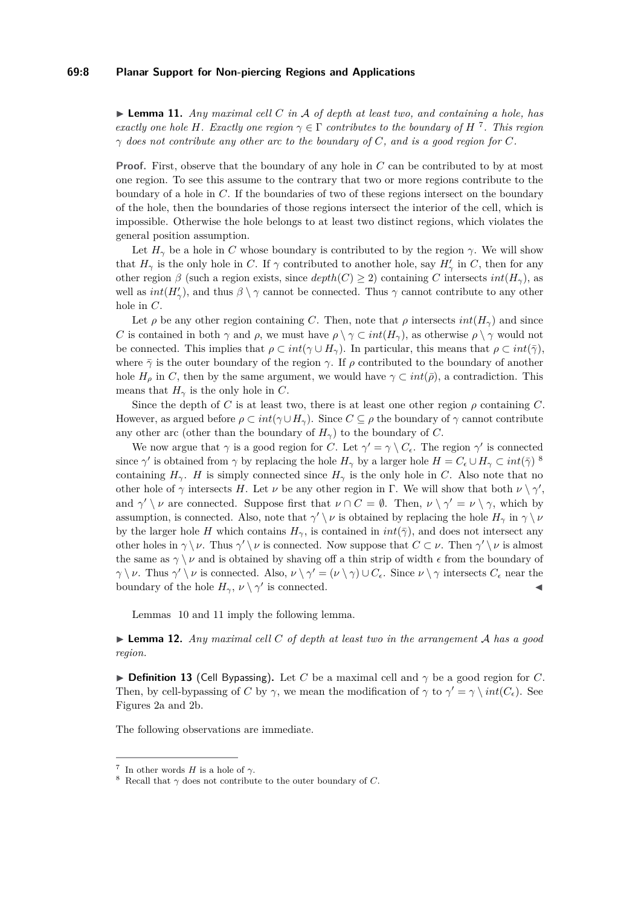▶ **Lemma 11.** *Any maximal cell $C$ in $\mathcal{A}$ of depth at least two, and containing a hole, has exactly one hole $H$. Exactly one region $\gamma \in \Gamma$ contributes to the boundary of $H$* [7]*. This region $\gamma$ does not contribute any other arc to the boundary of $C$, and is a good region for $C$.*

**Proof.** First, observe that the boundary of any hole in $C$ can be contributed to by at most one region. To see this assume to the contrary that two or more regions contribute to the boundary of a hole in $C$. If the boundaries of two of these regions intersect on the boundary of the hole, then the boundaries of those regions intersect the interior of the cell, which is impossible. Otherwise the hole belongs to at least two distinct regions, which violates the general position assumption.

Let $H_\gamma$ be a hole in $C$ whose boundary is contributed to by the region $\gamma$. We will show that $H_\gamma$ is the only hole in $C$. If $\gamma$ contributed to another hole, say $H'_\gamma$ in $C$, then for any other region $\beta$ (such a region exists, since $depth(C) \geq 2$) containing $C$ intersects $int(H_\gamma)$, as well as $int(H'_\gamma)$, and thus $\beta \setminus \gamma$ cannot be connected. Thus $\gamma$ cannot contribute to any other hole in $C$.

Let $\rho$ be any other region containing $C$. Then, note that $\rho$ intersects $int(H_\gamma)$ and since $C$ is contained in both $\gamma$ and $\rho$, we must have $\rho \setminus \gamma \subset int(H_\gamma)$, as otherwise $\rho \setminus \gamma$ would not be connected. This implies that $\rho \subset int(\gamma \cup H_\gamma)$. In particular, this means that $\rho \subset int(\bar{\gamma})$, where $\bar{\gamma}$ is the outer boundary of the region $\gamma$. If $\rho$ contributed to the boundary of another hole $H_\rho$ in $C$, then by the same argument, we would have $\gamma \subset int(\bar{\rho})$, a contradiction. This means that $H_\gamma$ is the only hole in $C$.

Since the depth of $C$ is at least two, there is at least one other region $\rho$ containing $C$. However, as argued before $\rho \subset int(\gamma \cup H_\gamma)$. Since $C \subseteq \rho$ the boundary of $\gamma$ cannot contribute any other arc (other than the boundary of $H_\gamma$) to the boundary of $C$.

We now argue that $\gamma$ is a good region for $C$. Let $\gamma' = \gamma \setminus C_\epsilon$. The region $\gamma'$ is connected since $\gamma'$ is obtained from $\gamma$ by replacing the hole $H_\gamma$ by a larger hole $H = C_\epsilon \cup H_\gamma \subset int(\bar{\gamma})$ [8] containing $H_\gamma$. $H$ is simply connected since $H_\gamma$ is the only hole in $C$. Also note that no other hole of $\gamma$ intersects $H$. Let $\nu$ be any other region in $\Gamma$. We will show that both $\nu \setminus \gamma'$, and $\gamma' \setminus \nu$ are connected. Suppose first that $\nu \cap C = \emptyset$. Then, $\nu \setminus \gamma' = \nu \setminus \gamma$, which by assumption, is connected. Also, note that $\gamma' \setminus \nu$ is obtained by replacing the hole $H_\gamma$ in $\gamma \setminus \nu$ by the larger hole $H$ which contains $H_\gamma$, is contained in $int(\bar{\gamma})$, and does not intersect any other holes in $\gamma \setminus \nu$. Thus $\gamma' \setminus \nu$ is connected. Now suppose that $C \subset \nu$. Then $\gamma' \setminus \nu$ is almost the same as $\gamma \setminus \nu$ and is obtained by shaving off a thin strip of width $\epsilon$ from the boundary of $\gamma \setminus \nu$. Thus $\gamma' \setminus \nu$ is connected. Also, $\nu \setminus \gamma' = (\nu \setminus \gamma) \cup C_\epsilon$. Since $\nu \setminus \gamma$ intersects $C_\epsilon$ near the boundary of the hole $H_\gamma$, $\nu \setminus \gamma'$ is connected. ◀

Lemmas 10 and 11 imply the following lemma.

▶ **Lemma 12.** *Any maximal cell $C$ of depth at least two in the arrangement $\mathcal{A}$ has a good region.*

▶ **Definition 13** (Cell Bypassing). Let $C$ be a maximal cell and $\gamma$ be a good region for $C$. Then, by cell-bypassing of $C$ by $\gamma$, we mean the modification of $\gamma$ to $\gamma' = \gamma \setminus int(C_\epsilon)$. See Figures 2a and 2b.

The following observations are immediate.

---

[7] In other words $H$ is a hole of $\gamma$.

[8] Recall that $\gamma$ does not contribute to the outer boundary of $C$.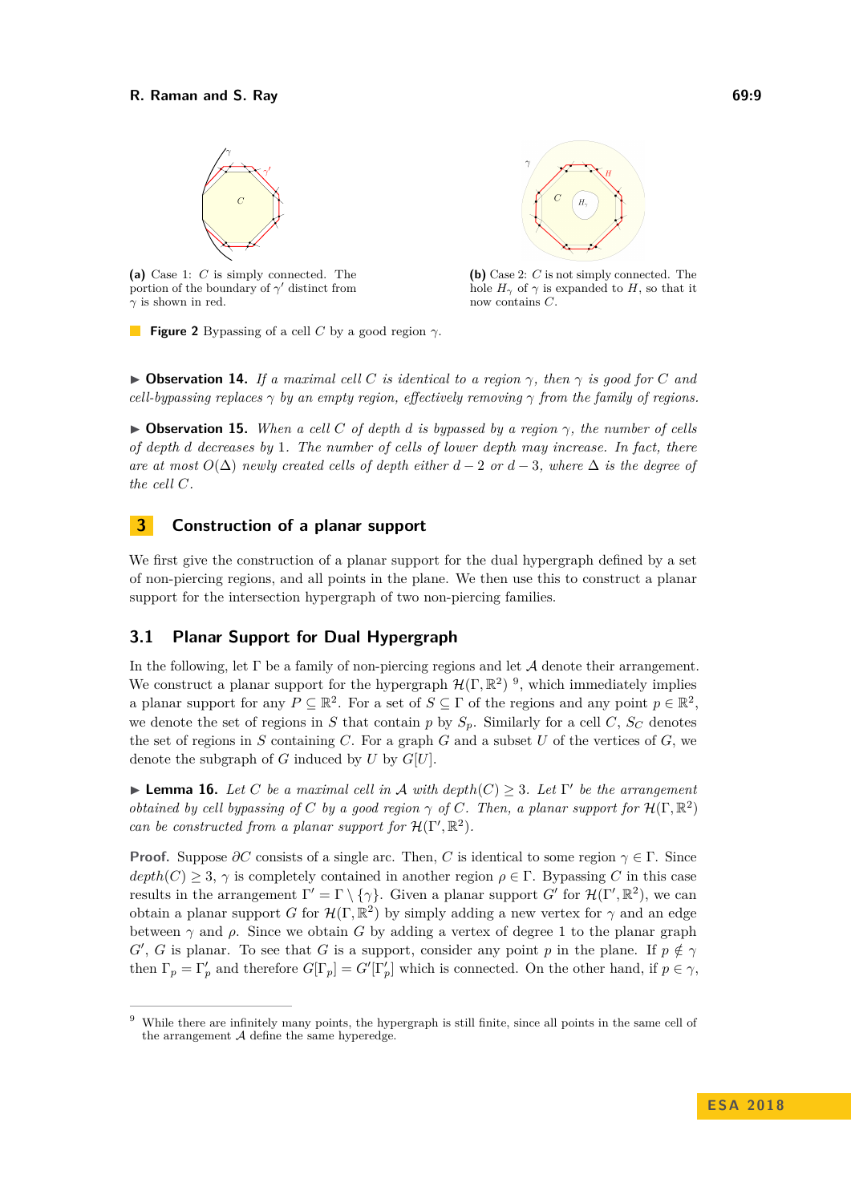**(a)** Case 1: $C$ is simply connected. The portion of the boundary of $\gamma'$ distinct from $\gamma$ is shown in red.

**(b)** Case 2: $C$ is not simply connected. The hole $H_\gamma$ of $\gamma$ is expanded to $H$, so that it now contains $C$.

**Figure 2** Bypassing of a cell $C$ by a good region $\gamma$.

▶ **Observation 14.** *If a maximal cell $C$ is identical to a region $\gamma$, then $\gamma$ is good for $C$ and cell-bypassing replaces $\gamma$ by an empty region, effectively removing $\gamma$ from the family of regions.*

▶ **Observation 15.** *When a cell $C$ of depth $d$ is bypassed by a region $\gamma$, the number of cells of depth $d$ decreases by 1. The number of cells of lower depth may increase. In fact, there are at most $O(\Delta)$ newly created cells of depth either $d-2$ or $d-3$, where $\Delta$ is the degree of the cell $C$.*

## 3 Construction of a planar support

We first give the construction of a planar support for the dual hypergraph defined by a set of non-piercing regions, and all points in the plane. We then use this to construct a planar support for the intersection hypergraph of two non-piercing families.

### 3.1 Planar Support for Dual Hypergraph

In the following, let $\Gamma$ be a family of non-piercing regions and let $\mathcal{A}$ denote their arrangement. We construct a planar support for the hypergraph $\mathcal{H}(\Gamma, \mathbb{R}^2)$ [9], which immediately implies a planar support for any $P \subseteq \mathbb{R}^2$. For a set of $S \subseteq \Gamma$ of the regions and any point $p \in \mathbb{R}^2$, we denote the set of regions in $S$ that contain $p$ by $S_p$. Similarly for a cell $C$, $S_C$ denotes the set of regions in $S$ containing $C$. For a graph $G$ and a subset $U$ of the vertices of $G$, we denote the subgraph of $G$ induced by $U$ by $G[U]$.

▶ **Lemma 16.** *Let $C$ be a maximal cell in $\mathcal{A}$ with $depth(C) \geq 3$. Let $\Gamma'$ be the arrangement obtained by cell bypassing of $C$ by a good region $\gamma$ of $C$. Then, a planar support for $\mathcal{H}(\Gamma, \mathbb{R}^2)$ can be constructed from a planar support for $\mathcal{H}(\Gamma', \mathbb{R}^2)$.*

**Proof.** Suppose $\partial C$ consists of a single arc. Then, $C$ is identical to some region $\gamma \in \Gamma$. Since $depth(C) \geq 3$, $\gamma$ is completely contained in another region $\rho \in \Gamma$. Bypassing $C$ in this case results in the arrangement $\Gamma' = \Gamma \setminus \{\gamma\}$. Given a planar support $G'$ for $\mathcal{H}(\Gamma', \mathbb{R}^2)$, we can obtain a planar support $G$ for $\mathcal{H}(\Gamma, \mathbb{R}^2)$ by simply adding a new vertex for $\gamma$ and an edge between $\gamma$ and $\rho$. Since we obtain $G$ by adding a vertex of degree 1 to the planar graph $G'$, $G$ is planar. To see that $G$ is a support, consider any point $p$ in the plane. If $p \notin \gamma$ then $\Gamma_p = \Gamma'_p$ and therefore $G[\Gamma_p] = G'[\Gamma'_p]$ which is connected. On the other hand, if $p \in \gamma$,

[9] While there are infinitely many points, the hypergraph is still finite, since all points in the same cell of the arrangement $\mathcal{A}$ define the same hyperedge.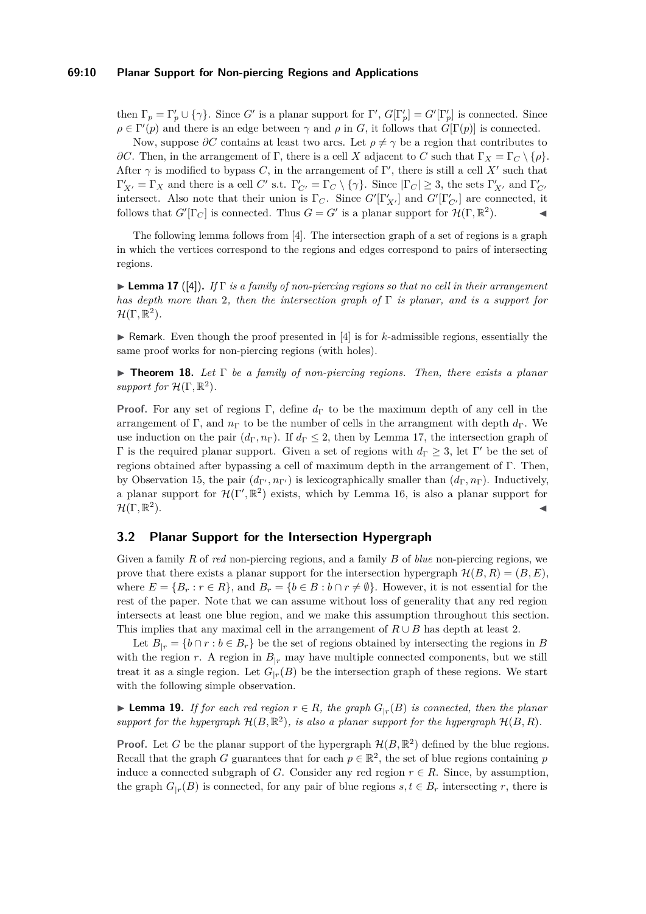then $\Gamma_p = \Gamma'_p \cup \{\gamma\}$. Since $G'$ is a planar support for $\Gamma'$, $G[\Gamma'_p] = G'[\Gamma'_p]$ is connected. Since $\rho \in \Gamma'(p)$ and there is an edge between $\gamma$ and $\rho$ in $G$, it follows that $G[\Gamma(p)]$ is connected.

Now, suppose $\partial C$ contains at least two arcs. Let $\rho \neq \gamma$ be a region that contributes to $\partial C$. Then, in the arrangement of $\Gamma$, there is a cell $X$ adjacent to $C$ such that $\Gamma_X = \Gamma_C \setminus \{\rho\}$. After $\gamma$ is modified to bypass $C$, in the arrangement of $\Gamma'$, there is still a cell $X'$ such that $\Gamma'_{X'} = \Gamma_X$ and there is a cell $C'$ s.t. $\Gamma'_{C'} = \Gamma_C \setminus \{\gamma\}$. Since $|\Gamma_C| \geq 3$, the sets $\Gamma'_{X'}$ and $\Gamma'_{C'}$ intersect. Also note that their union is $\Gamma_C$. Since $G'[\Gamma'_{X'}]$ and $G'[\Gamma'_{C'}]$ are connected, it follows that $G'[\Gamma_C]$ is connected. Thus $G = G'$ is a planar support for $\mathcal{H}(\Gamma, \mathbb{R}^2)$. ◀

The following lemma follows from [4]. The intersection graph of a set of regions is a graph in which the vertices correspond to the regions and edges correspond to pairs of intersecting regions.

▶ **Lemma 17** ([4])**.** *If $\Gamma$ is a family of non-piercing regions so that no cell in their arrangement has depth more than 2, then the intersection graph of $\Gamma$ is planar, and is a support for $\mathcal{H}(\Gamma, \mathbb{R}^2)$.*

▶ Remark. Even though the proof presented in [4] is for $k$-admissible regions, essentially the same proof works for non-piercing regions (with holes).

▶ **Theorem 18.** *Let $\Gamma$ be a family of non-piercing regions. Then, there exists a planar support for $\mathcal{H}(\Gamma, \mathbb{R}^2)$.*

**Proof.** For any set of regions $\Gamma$, define $d_\Gamma$ to be the maximum depth of any cell in the arrangement of $\Gamma$, and $n_\Gamma$ to be the number of cells in the arrangment with depth $d_\Gamma$. We use induction on the pair $(d_\Gamma, n_\Gamma)$. If $d_\Gamma \leq 2$, then by Lemma 17, the intersection graph of $\Gamma$ is the required planar support. Given a set of regions with $d_\Gamma \geq 3$, let $\Gamma'$ be the set of regions obtained after bypassing a cell of maximum depth in the arrangement of $\Gamma$. Then, by Observation 15, the pair $(d_{\Gamma'}, n_{\Gamma'})$ is lexicographically smaller than $(d_\Gamma, n_\Gamma)$. Inductively, a planar support for $\mathcal{H}(\Gamma', \mathbb{R}^2)$ exists, which by Lemma 16, is also a planar support for $\mathcal{H}(\Gamma, \mathbb{R}^2)$. ◀

## 3.2 Planar Support for the Intersection Hypergraph

Given a family $R$ of *red* non-piercing regions, and a family $B$ of *blue* non-piercing regions, we prove that there exists a planar support for the intersection hypergraph $\mathcal{H}(B, R) = (B, E)$, where $E = \{B_r : r \in R\}$, and $B_r = \{b \in B : b \cap r \neq \emptyset\}$. However, it is not essential for the rest of the paper. Note that we can assume without loss of generality that any red region intersects at least one blue region, and we make this assumption throughout this section. This implies that any maximal cell in the arrangement of $R \cup B$ has depth at least 2.

Let $B_{|r} = \{b \cap r : b \in B_r\}$ be the set of regions obtained by intersecting the regions in $B$ with the region $r$. A region in $B_{|r}$ may have multiple connected components, but we still treat it as a single region. Let $G_{|r}(B)$ be the intersection graph of these regions. We start with the following simple observation.

▶ **Lemma 19.** *If for each red region $r \in R$, the graph $G_{|r}(B)$ is connected, then the planar support for the hypergraph $\mathcal{H}(B, \mathbb{R}^2)$, is also a planar support for the hypergraph $\mathcal{H}(B, R)$.*

**Proof.** Let $G$ be the planar support of the hypergraph $\mathcal{H}(B, \mathbb{R}^2)$ defined by the blue regions. Recall that the graph $G$ guarantees that for each $p \in \mathbb{R}^2$, the set of blue regions containing $p$ induce a connected subgraph of $G$. Consider any red region $r \in R$. Since, by assumption, the graph $G_{|r}(B)$ is connected, for any pair of blue regions $s, t \in B_r$ intersecting $r$, there is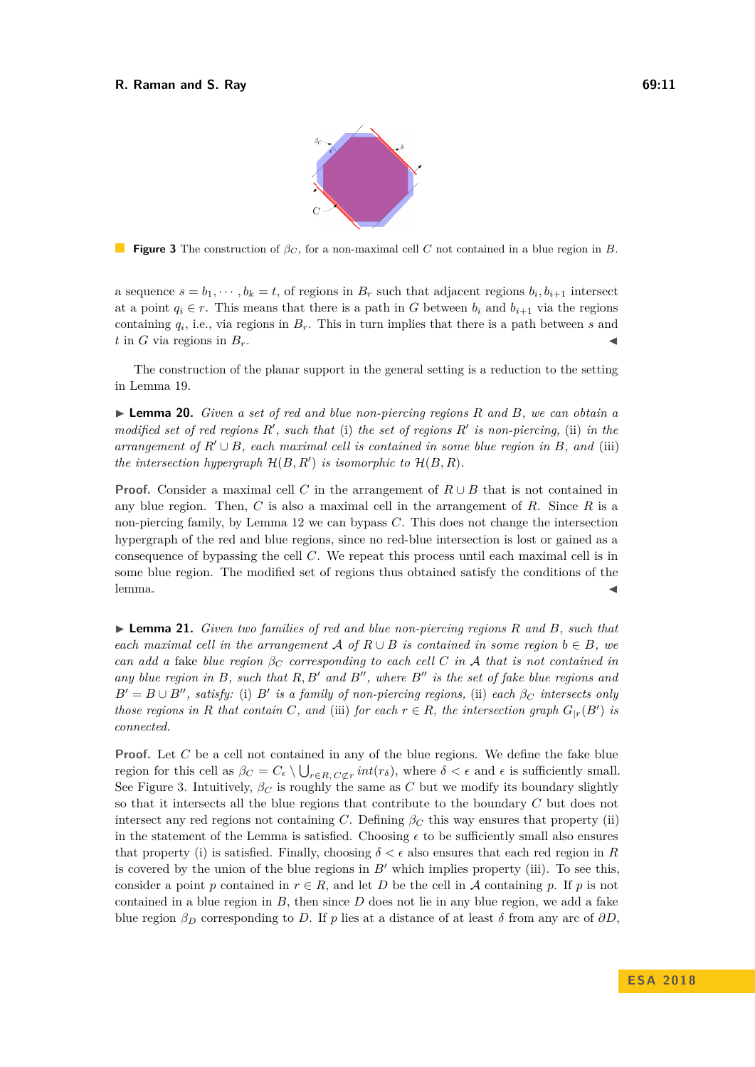**Figure 3** The construction of $\beta_C$, for a non-maximal cell $C$ not contained in a blue region in $B$.

a sequence $s = b_1, \cdots, b_k = t$, of regions in $B_r$ such that adjacent regions $b_i, b_{i+1}$ intersect at a point $q_i \in r$. This means that there is a path in $G$ between $b_i$ and $b_{i+1}$ via the regions containing $q_i$, i.e., via regions in $B_r$. This in turn implies that there is a path between $s$ and $t$ in $G$ via regions in $B_r$. ◀

The construction of the planar support in the general setting is a reduction to the setting in Lemma 19.

▶ **Lemma 20.** *Given a set of red and blue non-piercing regions $R$ and $B$, we can obtain a modified set of red regions $R'$, such that (i) the set of regions $R'$ is non-piercing, (ii) in the arrangement of $R' \cup B$, each maximal cell is contained in some blue region in $B$, and (iii) the intersection hypergraph $\mathcal{H}(B, R')$ is isomorphic to $\mathcal{H}(B, R)$.*

**Proof.** Consider a maximal cell $C$ in the arrangement of $R \cup B$ that is not contained in any blue region. Then, $C$ is also a maximal cell in the arrangement of $R$. Since $R$ is a non-piercing family, by Lemma 12 we can bypass $C$. This does not change the intersection hypergraph of the red and blue regions, since no red-blue intersection is lost or gained as a consequence of bypassing the cell $C$. We repeat this process until each maximal cell is in some blue region. The modified set of regions thus obtained satisfy the conditions of the lemma. ◀

▶ **Lemma 21.** *Given two families of red and blue non-piercing regions $R$ and $B$, such that each maximal cell in the arrangement $\mathcal{A}$ of $R \cup B$ is contained in some region $b \in B$, we can add a* fake *blue region $\beta_C$ corresponding to each cell $C$ in $\mathcal{A}$ that is not contained in any blue region in $B$, such that $R, B'$ and $B''$, where $B''$ is the set of fake blue regions and $B' = B \cup B''$, satisfy: (i) $B'$ is a family of non-piercing regions, (ii) each $\beta_C$ intersects only those regions in $R$ that contain $C$, and (iii) for each $r \in R$, the intersection graph $G_{|r}(B')$ is connected.*

**Proof.** Let $C$ be a cell not contained in any of the blue regions. We define the fake blue region for this cell as $\beta_C = C_\epsilon \setminus \bigcup_{r \in R, C \not\subset r} int(r_\delta)$, where $\delta < \epsilon$ and $\epsilon$ is sufficiently small. See Figure 3. Intuitively, $\beta_C$ is roughly the same as $C$ but we modify its boundary slightly so that it intersects all the blue regions that contribute to the boundary $C$ but does not intersect any red regions not containing $C$. Defining $\beta_C$ this way ensures that property (ii) in the statement of the Lemma is satisfied. Choosing $\epsilon$ to be sufficiently small also ensures that property (i) is satisfied. Finally, choosing $\delta < \epsilon$ also ensures that each red region in $R$ is covered by the union of the blue regions in $B'$ which implies property (iii). To see this, consider a point $p$ contained in $r \in R$, and let $D$ be the cell in $\mathcal{A}$ containing $p$. If $p$ is not contained in a blue region in $B$, then since $D$ does not lie in any blue region, we add a fake blue region $\beta_D$ corresponding to $D$. If $p$ lies at a distance of at least $\delta$ from any arc of $\partial D$,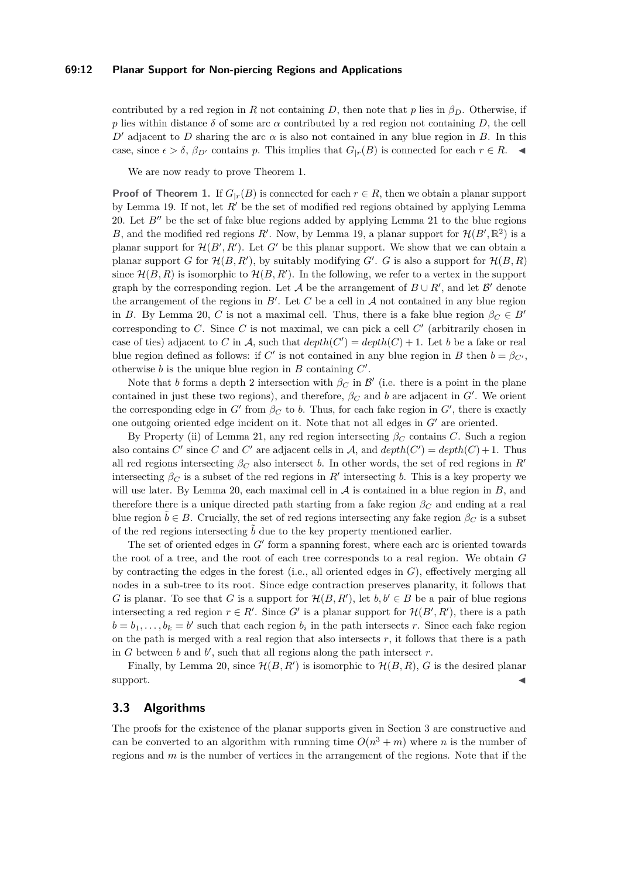contributed by a red region in $R$ not containing $D$, then note that $p$ lies in $\beta_D$. Otherwise, if $p$ lies within distance $\delta$ of some arc $\alpha$ contributed by a red region not containing $D$, the cell $D'$ adjacent to $D$ sharing the arc $\alpha$ is also not contained in any blue region in $B$. In this case, since $\epsilon > \delta$, $\beta_{D'}$ contains $p$. This implies that $G_{|r}(B)$ is connected for each $r \in R$. ◀

We are now ready to prove Theorem 1.

**Proof of Theorem 1.** If $G_{|r}(B)$ is connected for each $r \in R$, then we obtain a planar support by Lemma 19. If not, let $R'$ be the set of modified red regions obtained by applying Lemma 20. Let $B''$ be the set of fake blue regions added by applying Lemma 21 to the blue regions $B$, and the modified red regions $R'$. Now, by Lemma 19, a planar support for $\mathcal{H}(B', \mathbb{R}^2)$ is a planar support for $\mathcal{H}(B', R')$. Let $G'$ be this planar support. We show that we can obtain a planar support $G$ for $\mathcal{H}(B, R')$, by suitably modifying $G'$. $G$ is also a support for $\mathcal{H}(B, R)$ since $\mathcal{H}(B, R)$ is isomorphic to $\mathcal{H}(B, R')$. In the following, we refer to a vertex in the support graph by the corresponding region. Let $\mathcal{A}$ be the arrangement of $B \cup R'$, and let $\mathcal{B}'$ denote the arrangement of the regions in $B'$. Let $C$ be a cell in $\mathcal{A}$ not contained in any blue region in $B$. By Lemma 20, $C$ is not a maximal cell. Thus, there is a fake blue region $\beta_C \in B'$ corresponding to $C$. Since $C$ is not maximal, we can pick a cell $C'$ (arbitrarily chosen in case of ties) adjacent to $C$ in $\mathcal{A}$, such that $depth(C') = depth(C) + 1$. Let $b$ be a fake or real blue region defined as follows: if $C'$ is not contained in any blue region in $B$ then $b = \beta_{C'}$, otherwise $b$ is the unique blue region in $B$ containing $C'$.

Note that $b$ forms a depth 2 intersection with $\beta_C$ in $\mathcal{B}'$ (i.e. there is a point in the plane contained in just these two regions), and therefore, $\beta_C$ and $b$ are adjacent in $G'$. We orient the corresponding edge in $G'$ from $\beta_C$ to $b$. Thus, for each fake region in $G'$, there is exactly one outgoing oriented edge incident on it. Note that not all edges in $G'$ are oriented.

By Property (ii) of Lemma 21, any red region intersecting $\beta_C$ contains $C$. Such a region also contains $C'$ since $C$ and $C'$ are adjacent cells in $\mathcal{A}$, and $depth(C') = depth(C) + 1$. Thus all red regions intersecting $\beta_C$ also intersect $b$. In other words, the set of red regions in $R'$ intersecting $\beta_C$ is a subset of the red regions in $R'$ intersecting $b$. This is a key property we will use later. By Lemma 20, each maximal cell in $\mathcal{A}$ is contained in a blue region in $B$, and therefore there is a unique directed path starting from a fake region $\beta_C$ and ending at a real blue region $\tilde{b} \in B$. Crucially, the set of red regions intersecting any fake region $\beta_C$ is a subset of the red regions intersecting $\tilde{b}$ due to the key property mentioned earlier.

The set of oriented edges in $G'$ form a spanning forest, where each arc is oriented towards the root of a tree, and the root of each tree corresponds to a real region. We obtain $G$ by contracting the edges in the forest (i.e., all oriented edges in $G$), effectively merging all nodes in a sub-tree to its root. Since edge contraction preserves planarity, it follows that $G$ is planar. To see that $G$ is a support for $\mathcal{H}(B, R')$, let $b, b' \in B$ be a pair of blue regions intersecting a red region $r \in R'$. Since $G'$ is a planar support for $\mathcal{H}(B', R')$, there is a path $b = b_1, \ldots, b_k = b'$ such that each region $b_i$ in the path intersects $r$. Since each fake region on the path is merged with a real region that also intersects $r$, it follows that there is a path in $G$ between $b$ and $b'$, such that all regions along the path intersect $r$.

Finally, by Lemma 20, since $\mathcal{H}(B, R')$ is isomorphic to $\mathcal{H}(B, R)$, $G$ is the desired planar support. ◀

## 3.3 Algorithms

The proofs for the existence of the planar supports given in Section 3 are constructive and can be converted to an algorithm with running time $O(n^3 + m)$ where $n$ is the number of regions and $m$ is the number of vertices in the arrangement of the regions. Note that if the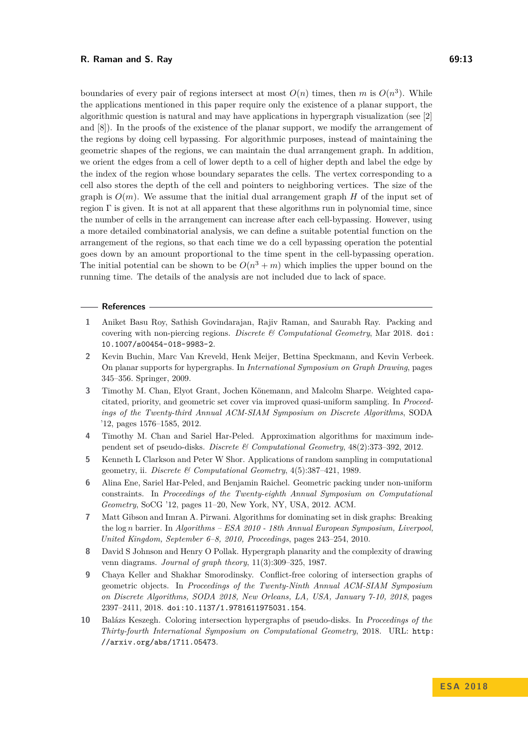boundaries of every pair of regions intersect at most $O(n)$ times, then $m$ is $O(n^3)$. While the applications mentioned in this paper require only the existence of a planar support, the algorithmic question is natural and may have applications in hypergraph visualization (see [2] and [8]). In the proofs of the existence of the planar support, we modify the arrangement of the regions by doing cell bypassing. For algorithmic purposes, instead of maintaining the geometric shapes of the regions, we can maintain the dual arrangement graph. In addition, we orient the edges from a cell of lower depth to a cell of higher depth and label the edge by the index of the region whose boundary separates the cells. The vertex corresponding to a cell also stores the depth of the cell and pointers to neighboring vertices. The size of the graph is $O(m)$. We assume that the initial dual arrangement graph $H$ of the input set of region $\Gamma$ is given. It is not at all apparent that these algorithms run in polynomial time, since the number of cells in the arrangement can increase after each cell-bypassing. However, using a more detailed combinatorial analysis, we can define a suitable potential function on the arrangement of the regions, so that each time we do a cell bypassing operation the potential goes down by an amount proportional to the time spent in the cell-bypassing operation. The initial potential can be shown to be $O(n^3 + m)$ which implies the upper bound on the running time. The details of the analysis are not included due to lack of space.

## References

1. Aniket Basu Roy, Sathish Govindarajan, Rajiv Raman, and Saurabh Ray. Packing and covering with non-piercing regions. *Discrete & Computational Geometry*, Mar 2018. doi:10.1007/s00454-018-9983-2.
2. Kevin Buchin, Marc Van Kreveld, Henk Meijer, Bettina Speckmann, and Kevin Verbeek. On planar supports for hypergraphs. In *International Symposium on Graph Drawing*, pages 345–356. Springer, 2009.
3. Timothy M. Chan, Elyot Grant, Jochen Könemann, and Malcolm Sharpe. Weighted capacitated, priority, and geometric set cover via improved quasi-uniform sampling. In *Proceedings of the Twenty-third Annual ACM-SIAM Symposium on Discrete Algorithms*, SODA '12, pages 1576–1585, 2012.
4. Timothy M. Chan and Sariel Har-Peled. Approximation algorithms for maximum independent set of pseudo-disks. *Discrete & Computational Geometry*, 48(2):373–392, 2012.
5. Kenneth L Clarkson and Peter W Shor. Applications of random sampling in computational geometry, ii. *Discrete & Computational Geometry*, 4(5):387–421, 1989.
6. Alina Ene, Sariel Har-Peled, and Benjamin Raichel. Geometric packing under non-uniform constraints. In *Proceedings of the Twenty-eighth Annual Symposium on Computational Geometry*, SoCG '12, pages 11–20, New York, NY, USA, 2012. ACM.
7. Matt Gibson and Imran A. Pirwani. Algorithms for dominating set in disk graphs: Breaking the $\log n$ barrier. In *Algorithms – ESA 2010 - 18th Annual European Symposium, Liverpool, United Kingdom, September 6–8, 2010, Proceedings*, pages 243–254, 2010.
8. David S Johnson and Henry O Pollak. Hypergraph planarity and the complexity of drawing venn diagrams. *Journal of graph theory*, 11(3):309–325, 1987.
9. Chaya Keller and Shakhar Smorodinsky. Conflict-free coloring of intersection graphs of geometric objects. In *Proceedings of the Twenty-Ninth Annual ACM-SIAM Symposium on Discrete Algorithms, SODA 2018, New Orleans, LA, USA, January 7-10, 2018*, pages 2397–2411, 2018. doi:10.1137/1.9781611975031.154.
10. Balázs Keszegh. Coloring intersection hypergraphs of pseudo-disks. In *Proceedings of the Thirty-fourth International Symposium on Computational Geometry*, 2018. URL: http://arxiv.org/abs/1711.05473.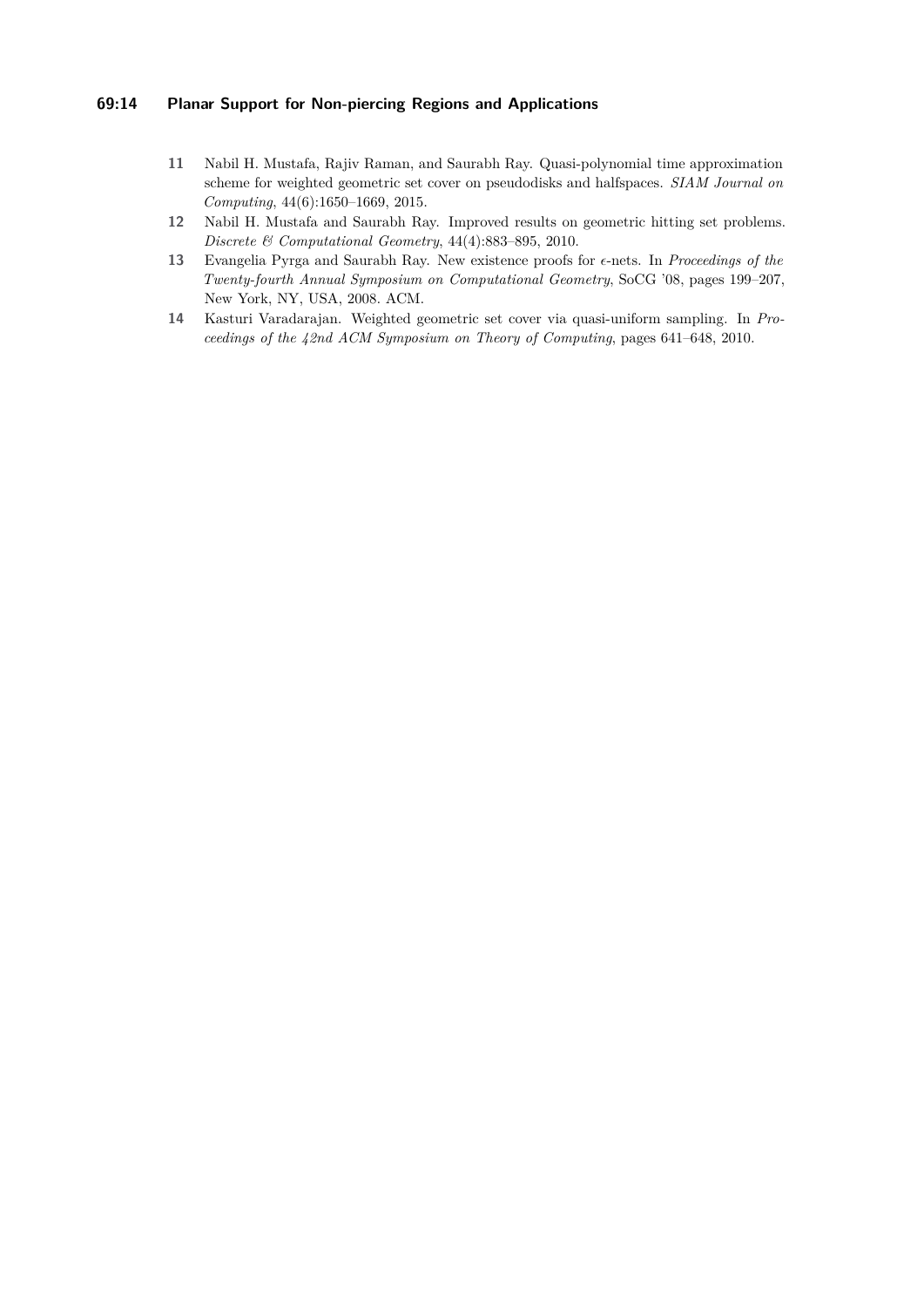11 Nabil H. Mustafa, Rajiv Raman, and Saurabh Ray. Quasi-polynomial time approximation scheme for weighted geometric set cover on pseudodisks and halfspaces. *SIAM Journal on Computing*, 44(6):1650–1669, 2015.

12 Nabil H. Mustafa and Saurabh Ray. Improved results on geometric hitting set problems. *Discrete & Computational Geometry*, 44(4):883–895, 2010.

13 Evangelia Pyrga and Saurabh Ray. New existence proofs for $\epsilon$-nets. In *Proceedings of the Twenty-fourth Annual Symposium on Computational Geometry*, SoCG '08, pages 199–207, New York, NY, USA, 2008. ACM.

14 Kasturi Varadarajan. Weighted geometric set cover via quasi-uniform sampling. In *Proceedings of the 42nd ACM Symposium on Theory of Computing*, pages 641–648, 2010.